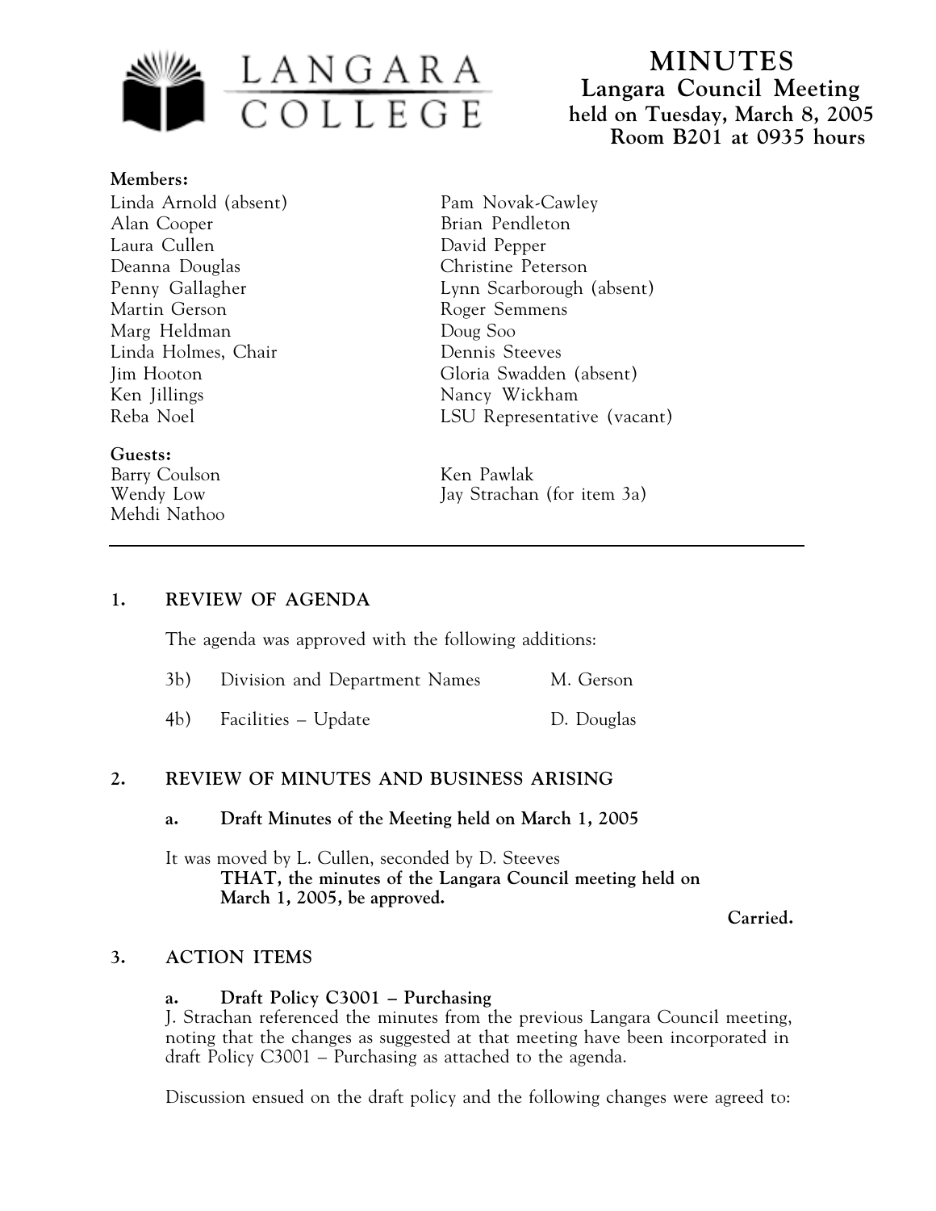# MINUTES

## Langara Council Meeting

**held on Tuesday, March 8, 2005**
**Room B201 at 0935 hours**

**Members:**

Linda Arnold (absent)
Alan Cooper
Laura Cullen
Deanna Douglas
Penny Gallagher
Martin Gerson
Marg Heldman
Linda Holmes, Chair
Jim Hooton
Ken Jillings
Reba Noel
Pam Novak-Cawley
Brian Pendleton
David Pepper
Christine Peterson
Lynn Scarborough (absent)
Roger Semmens
Doug Soo
Dennis Steeves
Gloria Swadden (absent)
Nancy Wickham
LSU Representative (vacant)

**Guests:**

Barry Coulson
Wendy Low
Mehdi Nathoo
Ken Pawlak
Jay Strachan (for item 3a)

---

### 1. REVIEW OF AGENDA

The agenda was approved with the following additions:

| | | |
|---|---|---|
| 3b) | Division and Department Names | M. Gerson |
| 4b) | Facilities – Update | D. Douglas |

### 2. REVIEW OF MINUTES AND BUSINESS ARISING

**a. Draft Minutes of the Meeting held on March 1, 2005**

It was moved by L. Cullen, seconded by D. Steeves

**THAT, the minutes of the Langara Council meeting held on March 1, 2005, be approved.**

**Carried.**

### 3. ACTION ITEMS

**a. Draft Policy C3001 – Purchasing**

J. Strachan referenced the minutes from the previous Langara Council meeting, noting that the changes as suggested at that meeting have been incorporated in draft Policy C3001 – Purchasing as attached to the agenda.

Discussion ensued on the draft policy and the following changes were agreed to: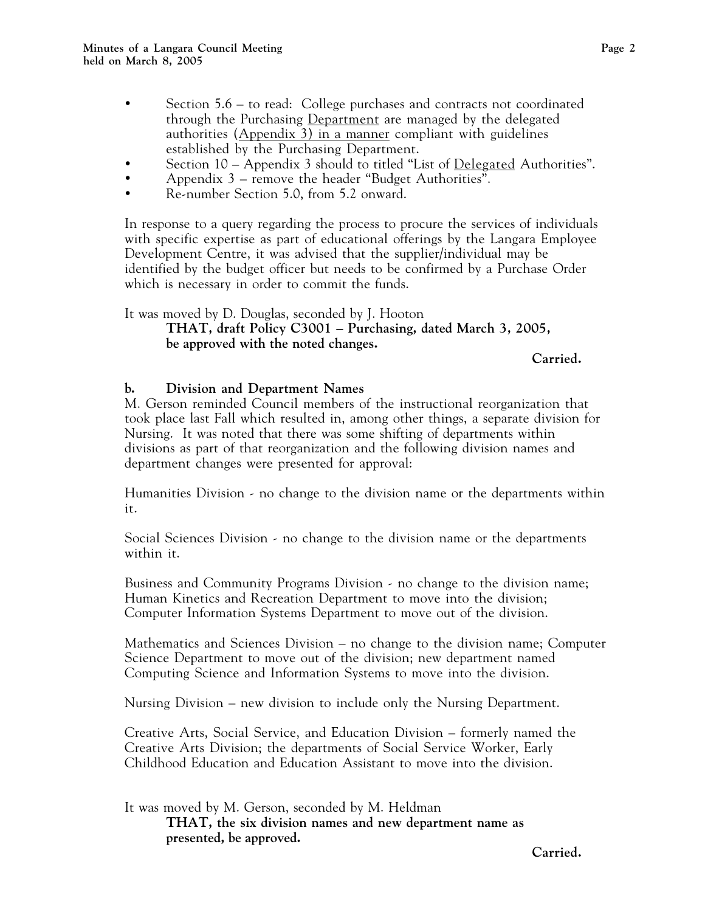- Section 5.6 – to read: College purchases and contracts not coordinated through the Purchasing <u>Department</u> are managed by the delegated authorities (<u>Appendix 3) in a manner</u> compliant with guidelines established by the Purchasing Department.
- Section 10 – Appendix 3 should to titled "List of <u>Delegated</u> Authorities".
- Appendix 3 – remove the header "Budget Authorities".
- Re-number Section 5.0, from 5.2 onward.

In response to a query regarding the process to procure the services of individuals with specific expertise as part of educational offerings by the Langara Employee Development Centre, it was advised that the supplier/individual may be identified by the budget officer but needs to be confirmed by a Purchase Order which is necessary in order to commit the funds.

It was moved by D. Douglas, seconded by J. Hooton

> **THAT, draft Policy C3001 – Purchasing, dated March 3, 2005, be approved with the noted changes.**

**Carried.**

### b. Division and Department Names

M. Gerson reminded Council members of the instructional reorganization that took place last Fall which resulted in, among other things, a separate division for Nursing. It was noted that there was some shifting of departments within divisions as part of that reorganization and the following division names and department changes were presented for approval:

Humanities Division - no change to the division name or the departments within it.

Social Sciences Division - no change to the division name or the departments within it.

Business and Community Programs Division - no change to the division name; Human Kinetics and Recreation Department to move into the division; Computer Information Systems Department to move out of the division.

Mathematics and Sciences Division – no change to the division name; Computer Science Department to move out of the division; new department named Computing Science and Information Systems to move into the division.

Nursing Division – new division to include only the Nursing Department.

Creative Arts, Social Service, and Education Division – formerly named the Creative Arts Division; the departments of Social Service Worker, Early Childhood Education and Education Assistant to move into the division.

It was moved by M. Gerson, seconded by M. Heldman

> **THAT, the six division names and new department name as presented, be approved.**

**Carried.**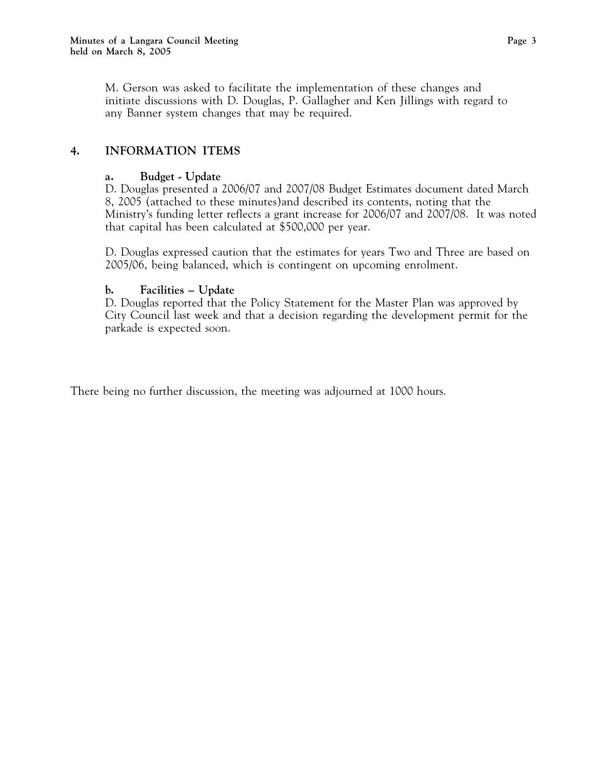M. Gerson was asked to facilitate the implementation of these changes and initiate discussions with D. Douglas, P. Gallagher and Ken Jillings with regard to any Banner system changes that may be required.

## 4. INFORMATION ITEMS

### a. Budget - Update

D. Douglas presented a 2006/07 and 2007/08 Budget Estimates document dated March 8, 2005 (attached to these minutes)and described its contents, noting that the Ministry's funding letter reflects a grant increase for 2006/07 and 2007/08. It was noted that capital has been calculated at $500,000 per year.

D. Douglas expressed caution that the estimates for years Two and Three are based on 2005/06, being balanced, which is contingent on upcoming enrolment.

### b. Facilities – Update

D. Douglas reported that the Policy Statement for the Master Plan was approved by City Council last week and that a decision regarding the development permit for the parkade is expected soon.

There being no further discussion, the meeting was adjourned at 1000 hours.